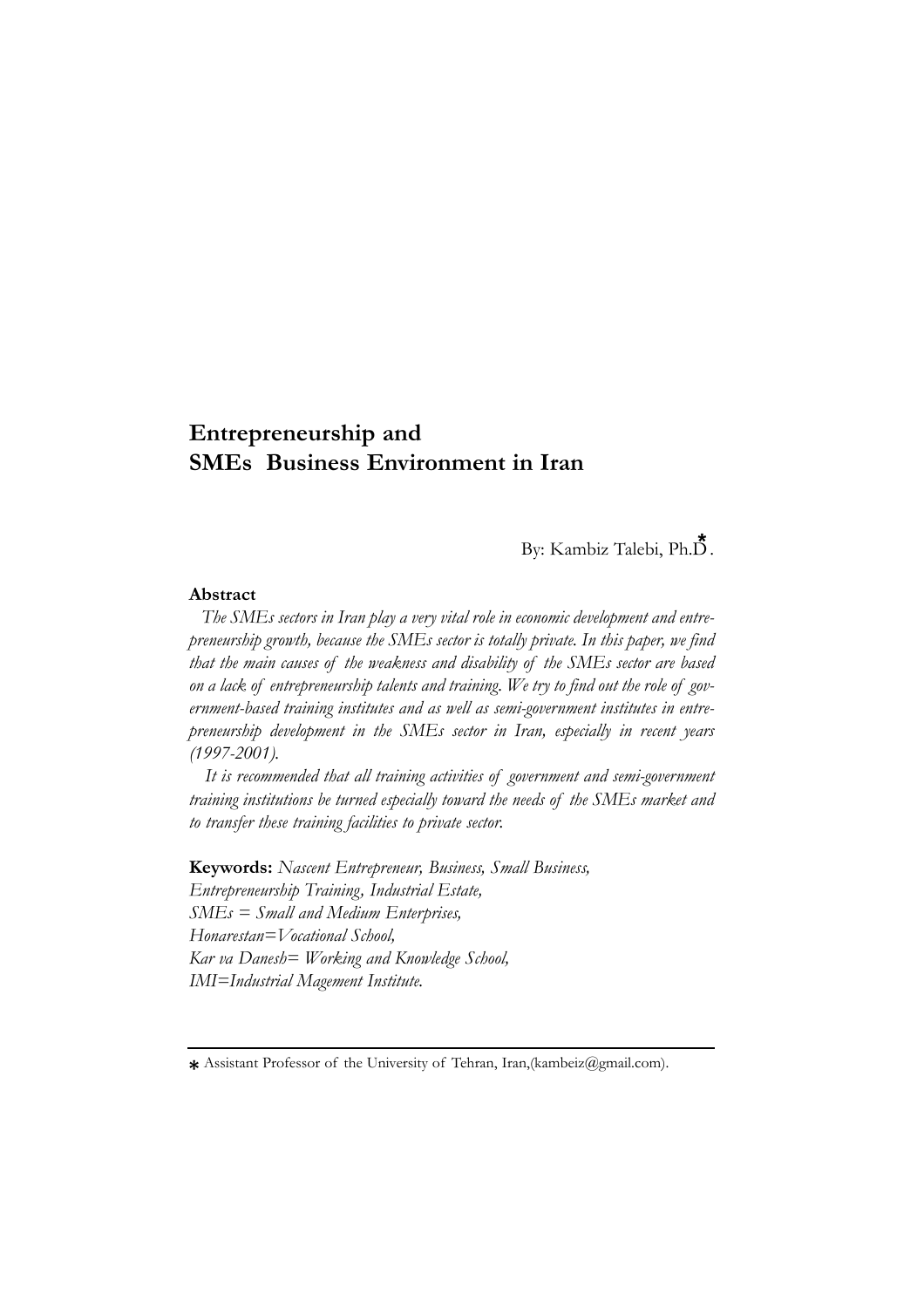# Entrepreneurship and SMEs Business Environment in Iran

By: Kambiz Talebi, Ph.D*.

**Abstract**

*The SMEs sectors in Iran play a very vital role in economic development and entrepreneurship growth, because the SMEs sector is totally private. In this paper, we find that the main causes of the weakness and disability of the SMEs sector are based on a lack of entrepreneurship talents and training. We try to find out the role of government-based training institutes and as well as semi-government institutes in entrepreneurship development in the SMEs sector in Iran, especially in recent years (1997-2001).*

*It is recommended that all training activities of government and semi-government training institutions be turned especially toward the needs of the SMEs market and to transfer these training facilities to private sector.*

**Keywords:** *Nascent Entrepreneur, Business, Small Business, Entrepreneurship Training, Industrial Estate, SMEs = Small and Medium Enterprises, Honarestan=Vocational School, Kar va Danesh= Working and Knowledge School, IMI=Industrial Magement Institute.*

---

* Assistant Professor of the University of Tehran, Iran,(kambeiz@gmail.com).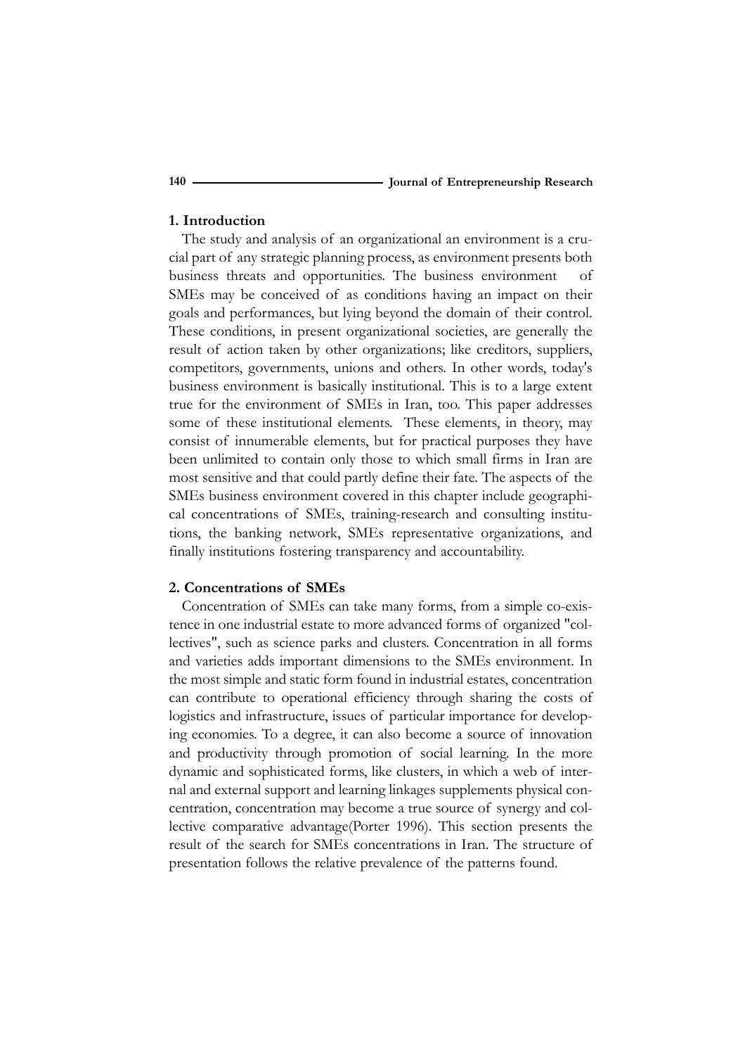## 1. Introduction

The study and analysis of an organizational an environment is a crucial part of any strategic planning process, as environment presents both business threats and opportunities. The business environment of SMEs may be conceived of as conditions having an impact on their goals and performances, but lying beyond the domain of their control. These conditions, in present organizational societies, are generally the result of action taken by other organizations; like creditors, suppliers, competitors, governments, unions and others. In other words, today's business environment is basically institutional. This is to a large extent true for the environment of SMEs in Iran, too. This paper addresses some of these institutional elements. These elements, in theory, may consist of innumerable elements, but for practical purposes they have been unlimited to contain only those to which small firms in Iran are most sensitive and that could partly define their fate. The aspects of the SMEs business environment covered in this chapter include geographical concentrations of SMEs, training-research and consulting institutions, the banking network, SMEs representative organizations, and finally institutions fostering transparency and accountability.

## 2. Concentrations of SMEs

Concentration of SMEs can take many forms, from a simple co-existence in one industrial estate to more advanced forms of organized "collectives", such as science parks and clusters. Concentration in all forms and varieties adds important dimensions to the SMEs environment. In the most simple and static form found in industrial estates, concentration can contribute to operational efficiency through sharing the costs of logistics and infrastructure, issues of particular importance for developing economies. To a degree, it can also become a source of innovation and productivity through promotion of social learning. In the more dynamic and sophisticated forms, like clusters, in which a web of internal and external support and learning linkages supplements physical concentration, concentration may become a true source of synergy and collective comparative advantage(Porter 1996). This section presents the result of the search for SMEs concentrations in Iran. The structure of presentation follows the relative prevalence of the patterns found.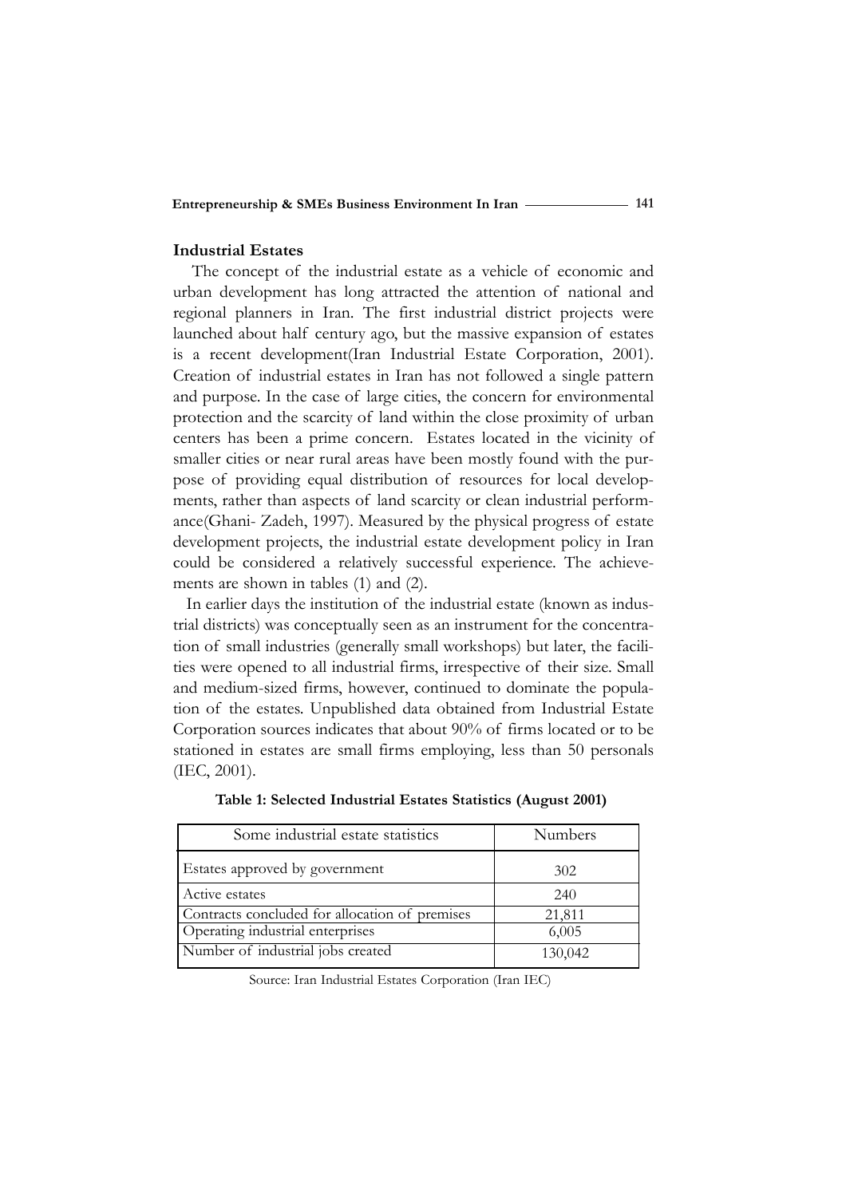### Industrial Estates

The concept of the industrial estate as a vehicle of economic and urban development has long attracted the attention of national and regional planners in Iran. The first industrial district projects were launched about half century ago, but the massive expansion of estates is a recent development(Iran Industrial Estate Corporation, 2001). Creation of industrial estates in Iran has not followed a single pattern and purpose. In the case of large cities, the concern for environmental protection and the scarcity of land within the close proximity of urban centers has been a prime concern. Estates located in the vicinity of smaller cities or near rural areas have been mostly found with the purpose of providing equal distribution of resources for local developments, rather than aspects of land scarcity or clean industrial performance(Ghani- Zadeh, 1997). Measured by the physical progress of estate development projects, the industrial estate development policy in Iran could be considered a relatively successful experience. The achievements are shown in tables (1) and (2).

In earlier days the institution of the industrial estate (known as industrial districts) was conceptually seen as an instrument for the concentration of small industries (generally small workshops) but later, the facilities were opened to all industrial firms, irrespective of their size. Small and medium-sized firms, however, continued to dominate the population of the estates. Unpublished data obtained from Industrial Estate Corporation sources indicates that about 90% of firms located or to be stationed in estates are small firms employing, less than 50 personals (IEC, 2001).

**Table 1: Selected Industrial Estates Statistics (August 2001)**

| Some industrial estate statistics | Numbers |
|---|---|
| Estates approved by government | 302 |
| Active estates | 240 |
| Contracts concluded for allocation of premises | 21,811 |
| Operating industrial enterprises | 6,005 |
| Number of industrial jobs created | 130,042 |

Source: Iran Industrial Estates Corporation (Iran IEC)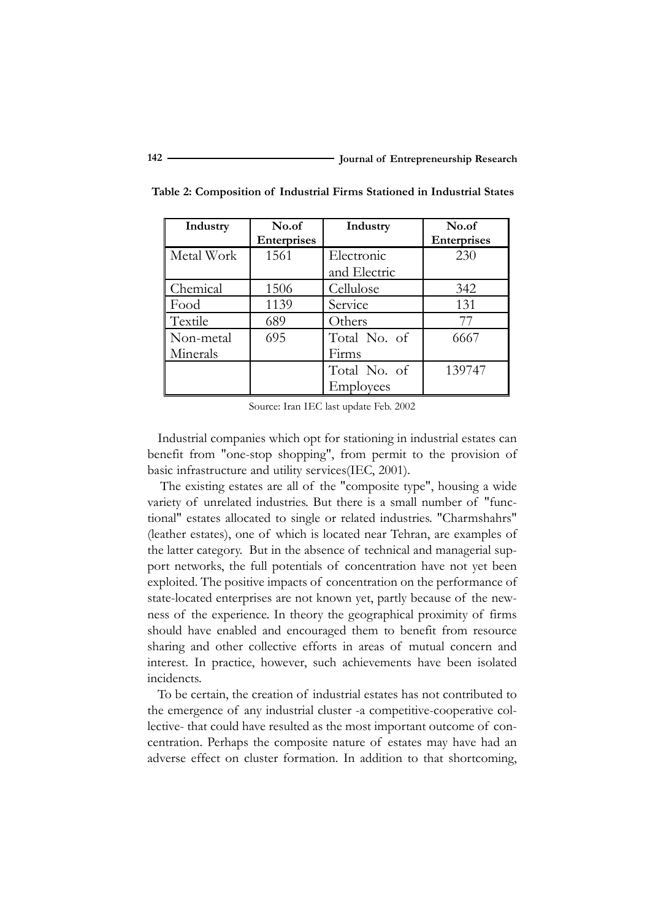**Table 2: Composition of Industrial Firms Stationed in Industrial States**

| Industry | No.of Enterprises | Industry | No.of Enterprises |
|---|---|---|---|
| Metal Work | 1561 | Electronic and Electric | 230 |
| Chemical | 1506 | Cellulose | 342 |
| Food | 1139 | Service | 131 |
| Textile | 689 | Others | 77 |
| Non-metal Minerals | 695 | Total No. of Firms | 6667 |
| | | Total No. of Employees | 139747 |

Source: Iran IEC last update Feb. 2002

Industrial companies which opt for stationing in industrial estates can benefit from "one-stop shopping", from permit to the provision of basic infrastructure and utility services(IEC, 2001).

The existing estates are all of the "composite type", housing a wide variety of unrelated industries. But there is a small number of "functional" estates allocated to single or related industries. "Charmshahrs" (leather estates), one of which is located near Tehran, are examples of the latter category. But in the absence of technical and managerial support networks, the full potentials of concentration have not yet been exploited. The positive impacts of concentration on the performance of state-located enterprises are not known yet, partly because of the newness of the experience. In theory the geographical proximity of firms should have enabled and encouraged them to benefit from resource sharing and other collective efforts in areas of mutual concern and interest. In practice, however, such achievements have been isolated incidencts.

To be certain, the creation of industrial estates has not contributed to the emergence of any industrial cluster -a competitive-cooperative collective- that could have resulted as the most important outcome of concentration. Perhaps the composite nature of estates may have had an adverse effect on cluster formation. In addition to that shortcoming,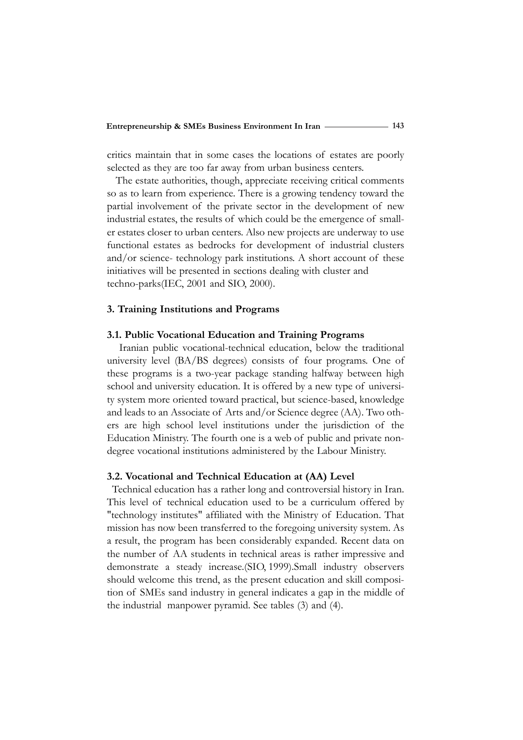critics maintain that in some cases the locations of estates are poorly selected as they are too far away from urban business centers.

The estate authorities, though, appreciate receiving critical comments so as to learn from experience. There is a growing tendency toward the partial involvement of the private sector in the development of new industrial estates, the results of which could be the emergence of smaller estates closer to urban centers. Also new projects are underway to use functional estates as bedrocks for development of industrial clusters and/or science- technology park institutions. A short account of these initiatives will be presented in sections dealing with cluster and techno-parks(IEC, 2001 and SIO, 2000).

## 3. Training Institutions and Programs

### 3.1. Public Vocational Education and Training Programs

Iranian public vocational-technical education, below the traditional university level (BA/BS degrees) consists of four programs. One of these programs is a two-year package standing halfway between high school and university education. It is offered by a new type of university system more oriented toward practical, but science-based, knowledge and leads to an Associate of Arts and/or Science degree (AA). Two others are high school level institutions under the jurisdiction of the Education Ministry. The fourth one is a web of public and private non-degree vocational institutions administered by the Labour Ministry.

### 3.2. Vocational and Technical Education at (AA) Level

Technical education has a rather long and controversial history in Iran. This level of technical education used to be a curriculum offered by "technology institutes" affiliated with the Ministry of Education. That mission has now been transferred to the foregoing university system. As a result, the program has been considerably expanded. Recent data on the number of AA students in technical areas is rather impressive and demonstrate a steady increase.(SIO, 1999).Small industry observers should welcome this trend, as the present education and skill composition of SMEs sand industry in general indicates a gap in the middle of the industrial manpower pyramid. See tables (3) and (4).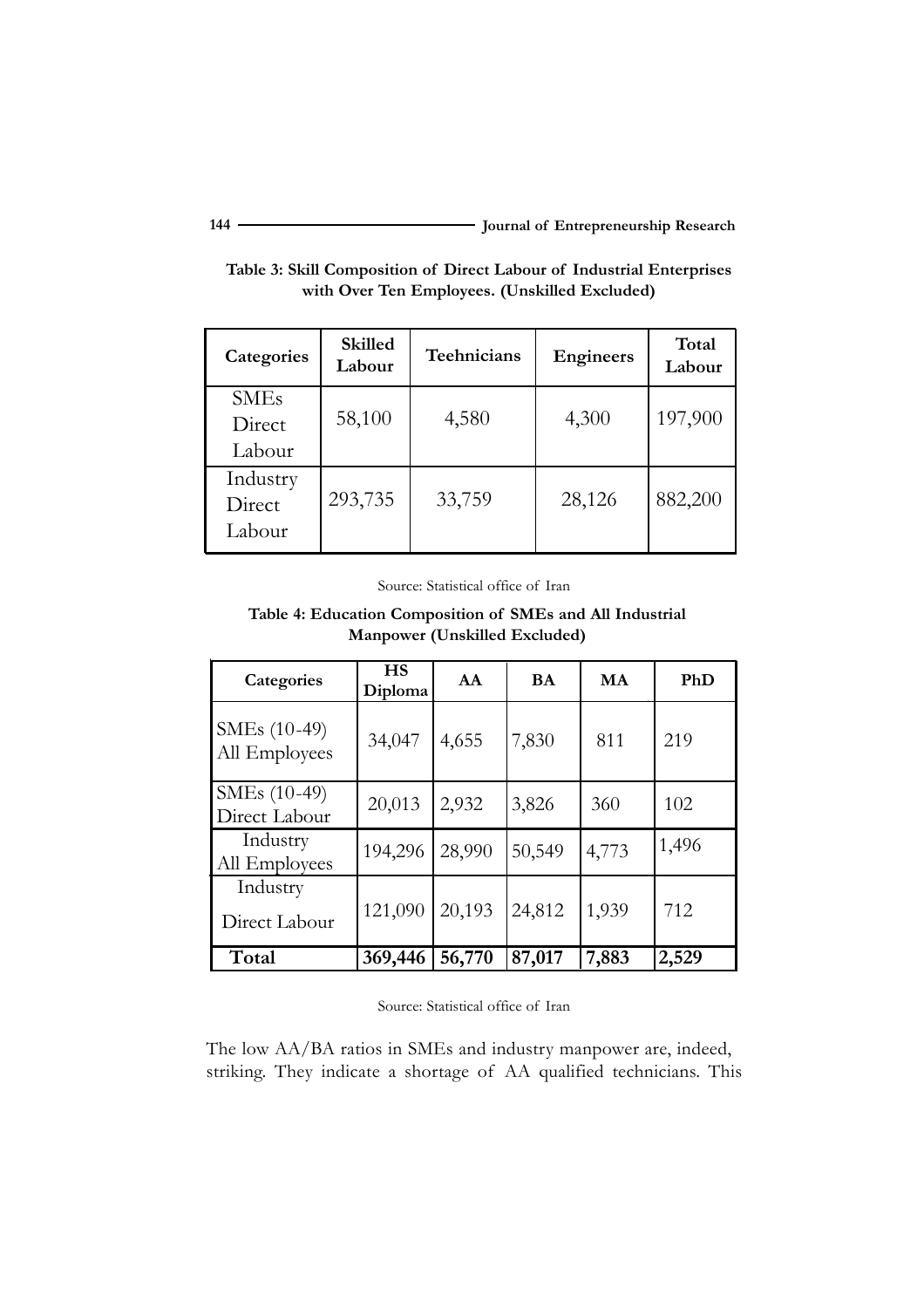**Table 3: Skill Composition of Direct Labour of Industrial Enterprises with Over Ten Employees. (Unskilled Excluded)**

| Categories | Skilled Labour | Teehnicians | Engineers | Total Labour |
|---|---|---|---|---|
| SMEs Direct Labour | 58,100 | 4,580 | 4,300 | 197,900 |
| Industry Direct Labour | 293,735 | 33,759 | 28,126 | 882,200 |

Source: Statistical office of Iran

**Table 4: Education Composition of SMEs and All Industrial Manpower (Unskilled Excluded)**

| Categories | HS Diploma | AA | BA | MA | PhD |
|---|---|---|---|---|---|
| SMEs (10-49) All Employees | 34,047 | 4,655 | 7,830 | 811 | 219 |
| SMEs (10-49) Direct Labour | 20,013 | 2,932 | 3,826 | 360 | 102 |
| Industry All Employees | 194,296 | 28,990 | 50,549 | 4,773 | 1,496 |
| Industry Direct Labour | 121,090 | 20,193 | 24,812 | 1,939 | 712 |
| **Total** | **369,446** | **56,770** | **87,017** | **7,883** | **2,529** |

Source: Statistical office of Iran

The low AA/BA ratios in SMEs and industry manpower are, indeed, striking. They indicate a shortage of AA qualified technicians. This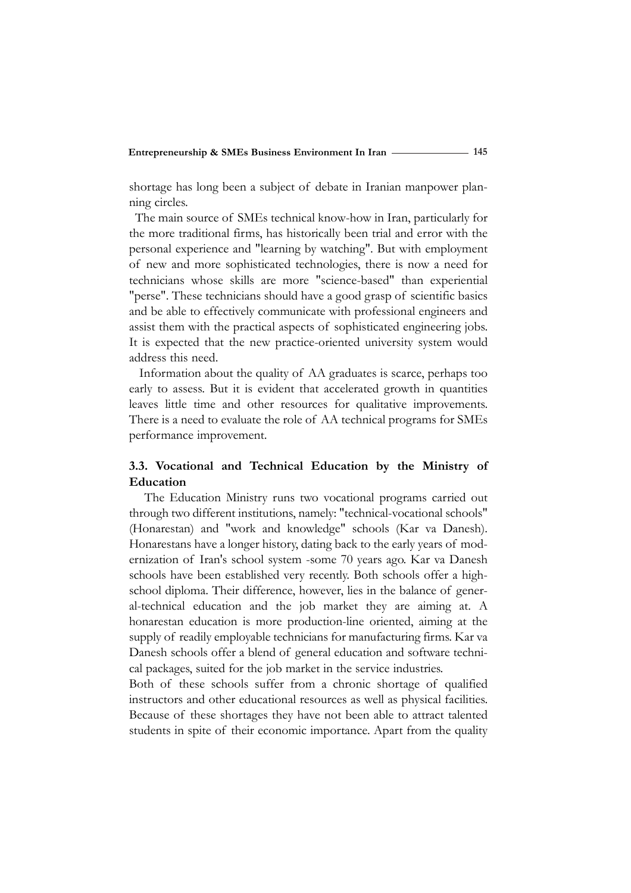shortage has long been a subject of debate in Iranian manpower planning circles.

The main source of SMEs technical know-how in Iran, particularly for the more traditional firms, has historically been trial and error with the personal experience and "learning by watching". But with employment of new and more sophisticated technologies, there is now a need for technicians whose skills are more "science-based" than experiential "perse". These technicians should have a good grasp of scientific basics and be able to effectively communicate with professional engineers and assist them with the practical aspects of sophisticated engineering jobs. It is expected that the new practice-oriented university system would address this need.

Information about the quality of AA graduates is scarce, perhaps too early to assess. But it is evident that accelerated growth in quantities leaves little time and other resources for qualitative improvements. There is a need to evaluate the role of AA technical programs for SMEs performance improvement.

### 3.3. Vocational and Technical Education by the Ministry of Education

The Education Ministry runs two vocational programs carried out through two different institutions, namely: "technical-vocational schools" (Honarestan) and "work and knowledge" schools (Kar va Danesh). Honarestans have a longer history, dating back to the early years of modernization of Iran's school system -some 70 years ago. Kar va Danesh schools have been established very recently. Both schools offer a high-school diploma. Their difference, however, lies in the balance of general-technical education and the job market they are aiming at. A honarestan education is more production-line oriented, aiming at the supply of readily employable technicians for manufacturing firms. Kar va Danesh schools offer a blend of general education and software technical packages, suited for the job market in the service industries.

Both of these schools suffer from a chronic shortage of qualified instructors and other educational resources as well as physical facilities. Because of these shortages they have not been able to attract talented students in spite of their economic importance. Apart from the quality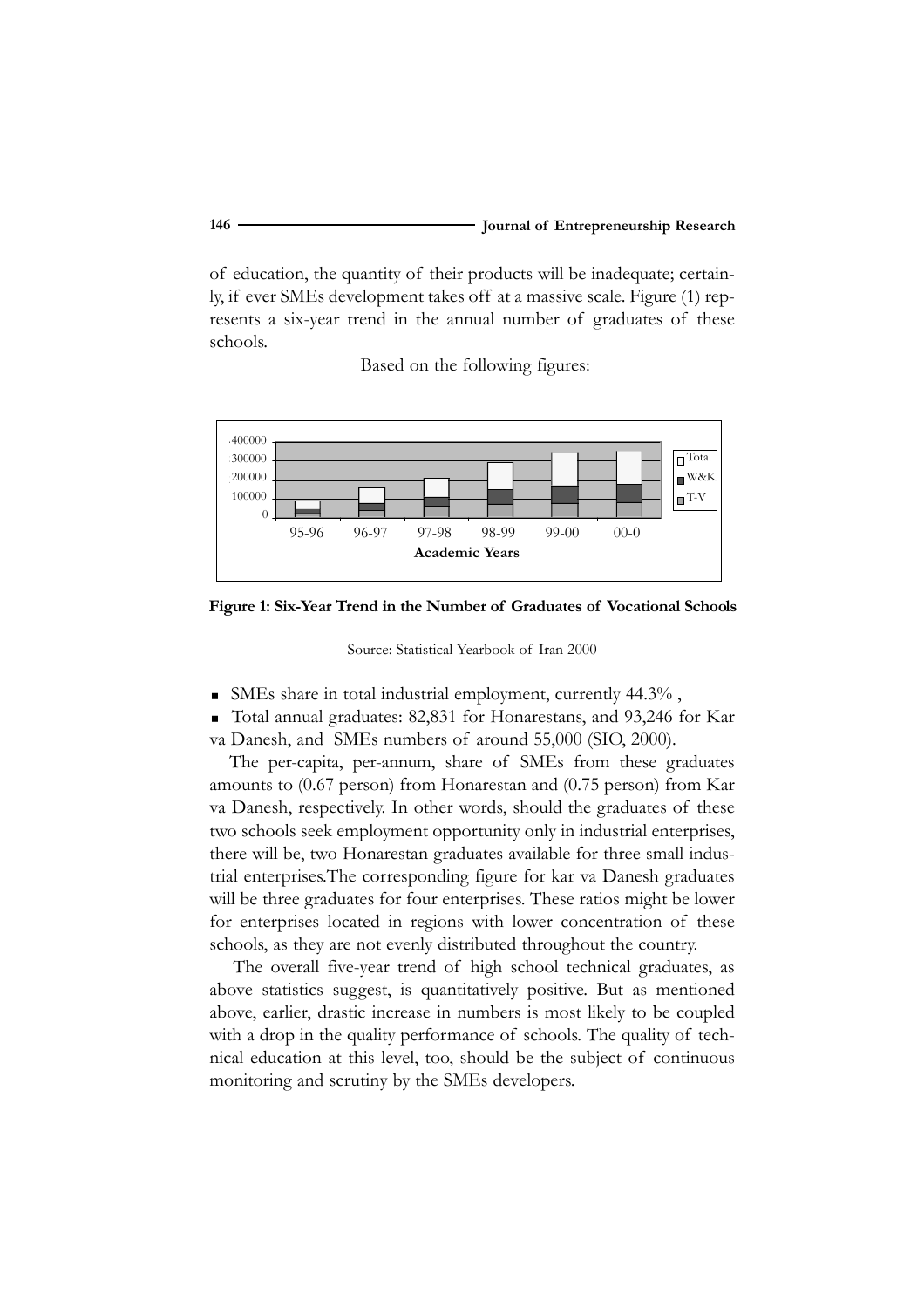of education, the quantity of their products will be inadequate; certainly, if ever SMEs development takes off at a massive scale. Figure (1) represents a six-year trend in the annual number of graduates of these schools.

Based on the following figures:

**Figure 1: Six-Year Trend in the Number of Graduates of Vocational Schools**

Source: Statistical Yearbook of Iran 2000

- SMEs share in total industrial employment, currently 44.3% ,
- Total annual graduates: 82,831 for Honarestans, and 93,246 for Kar va Danesh, and SMEs numbers of around 55,000 (SIO, 2000).

The per-capita, per-annum, share of SMEs from these graduates amounts to (0.67 person) from Honarestan and (0.75 person) from Kar va Danesh, respectively. In other words, should the graduates of these two schools seek employment opportunity only in industrial enterprises, there will be, two Honarestan graduates available for three small industrial enterprises.The corresponding figure for kar va Danesh graduates will be three graduates for four enterprises. These ratios might be lower for enterprises located in regions with lower concentration of these schools, as they are not evenly distributed throughout the country.

The overall five-year trend of high school technical graduates, as above statistics suggest, is quantitatively positive. But as mentioned above, earlier, drastic increase in numbers is most likely to be coupled with a drop in the quality performance of schools. The quality of technical education at this level, too, should be the subject of continuous monitoring and scrutiny by the SMEs developers.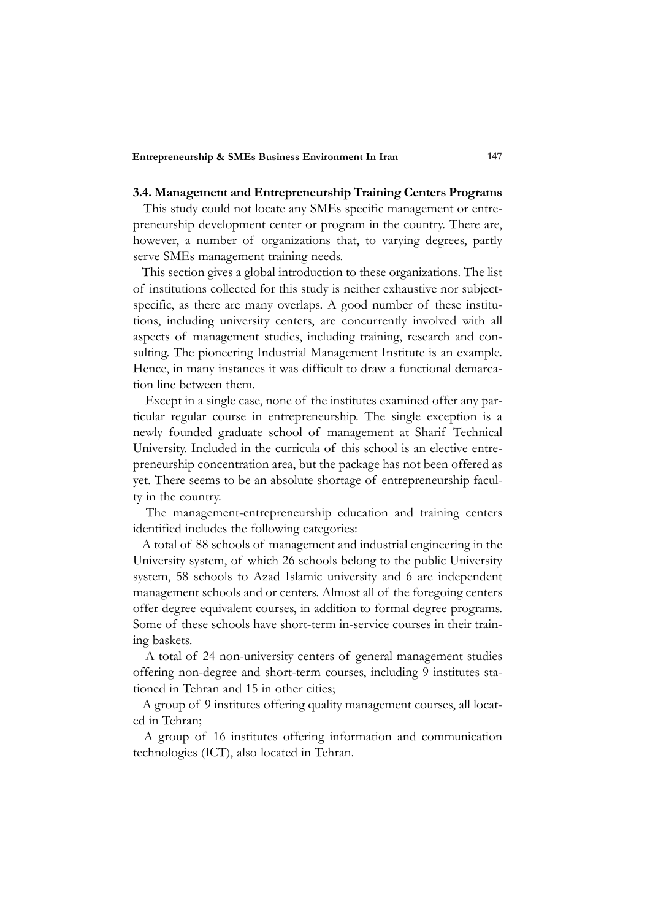### 3.4. Management and Entrepreneurship Training Centers Programs

This study could not locate any SMEs specific management or entrepreneurship development center or program in the country. There are, however, a number of organizations that, to varying degrees, partly serve SMEs management training needs.

This section gives a global introduction to these organizations. The list of institutions collected for this study is neither exhaustive nor subject-specific, as there are many overlaps. A good number of these institutions, including university centers, are concurrently involved with all aspects of management studies, including training, research and consulting. The pioneering Industrial Management Institute is an example. Hence, in many instances it was difficult to draw a functional demarcation line between them.

Except in a single case, none of the institutes examined offer any particular regular course in entrepreneurship. The single exception is a newly founded graduate school of management at Sharif Technical University. Included in the curricula of this school is an elective entrepreneurship concentration area, but the package has not been offered as yet. There seems to be an absolute shortage of entrepreneurship faculty in the country.

The management-entrepreneurship education and training centers identified includes the following categories:

A total of 88 schools of management and industrial engineering in the University system, of which 26 schools belong to the public University system, 58 schools to Azad Islamic university and 6 are independent management schools and or centers. Almost all of the foregoing centers offer degree equivalent courses, in addition to formal degree programs. Some of these schools have short-term in-service courses in their training baskets.

A total of 24 non-university centers of general management studies offering non-degree and short-term courses, including 9 institutes stationed in Tehran and 15 in other cities;

A group of 9 institutes offering quality management courses, all located in Tehran;

A group of 16 institutes offering information and communication technologies (ICT), also located in Tehran.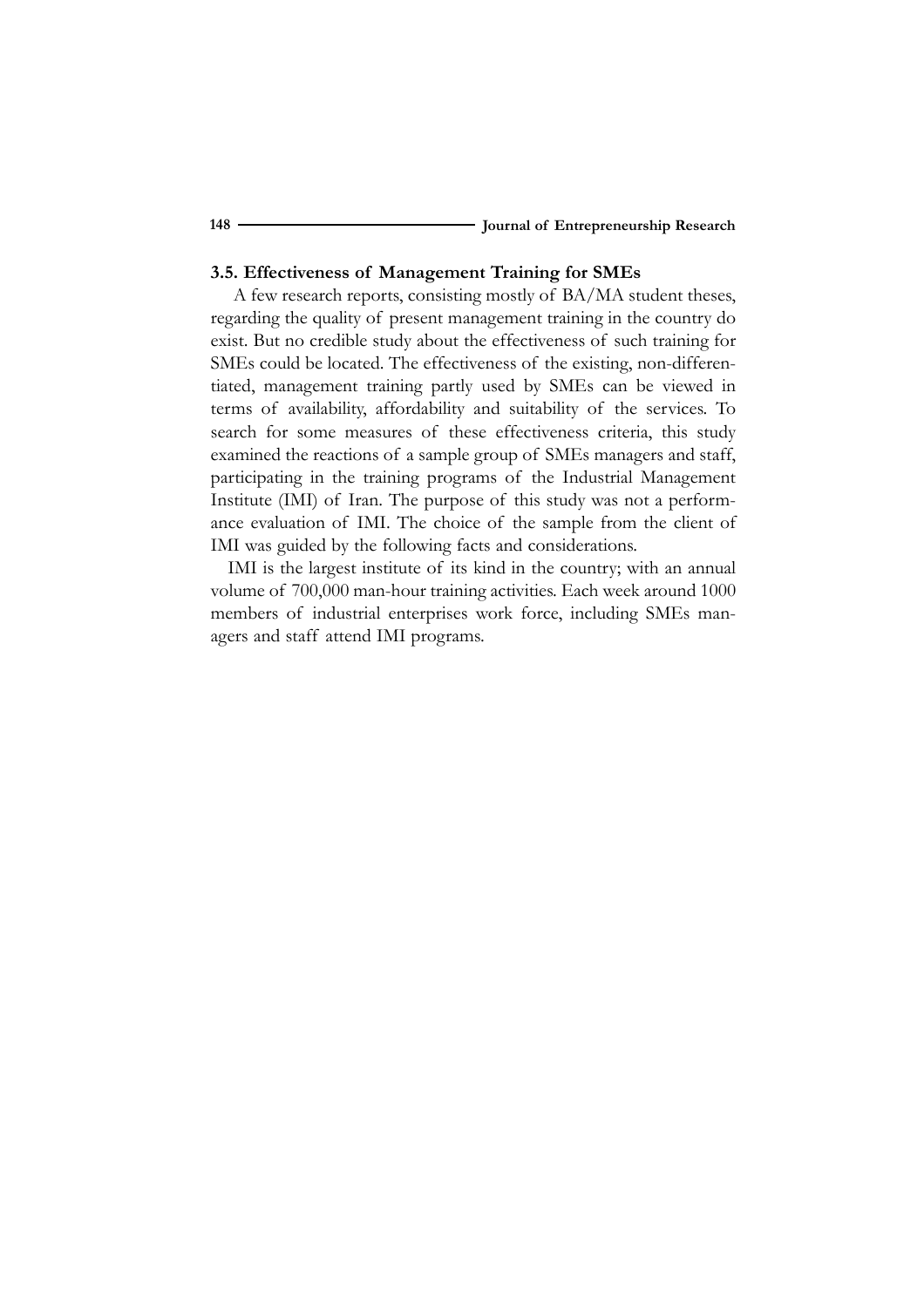### 3.5. Effectiveness of Management Training for SMEs

A few research reports, consisting mostly of BA/MA student theses, regarding the quality of present management training in the country do exist. But no credible study about the effectiveness of such training for SMEs could be located. The effectiveness of the existing, non-differentiated, management training partly used by SMEs can be viewed in terms of availability, affordability and suitability of the services. To search for some measures of these effectiveness criteria, this study examined the reactions of a sample group of SMEs managers and staff, participating in the training programs of the Industrial Management Institute (IMI) of Iran. The purpose of this study was not a performance evaluation of IMI. The choice of the sample from the client of IMI was guided by the following facts and considerations.

IMI is the largest institute of its kind in the country; with an annual volume of 700,000 man-hour training activities. Each week around 1000 members of industrial enterprises work force, including SMEs managers and staff attend IMI programs.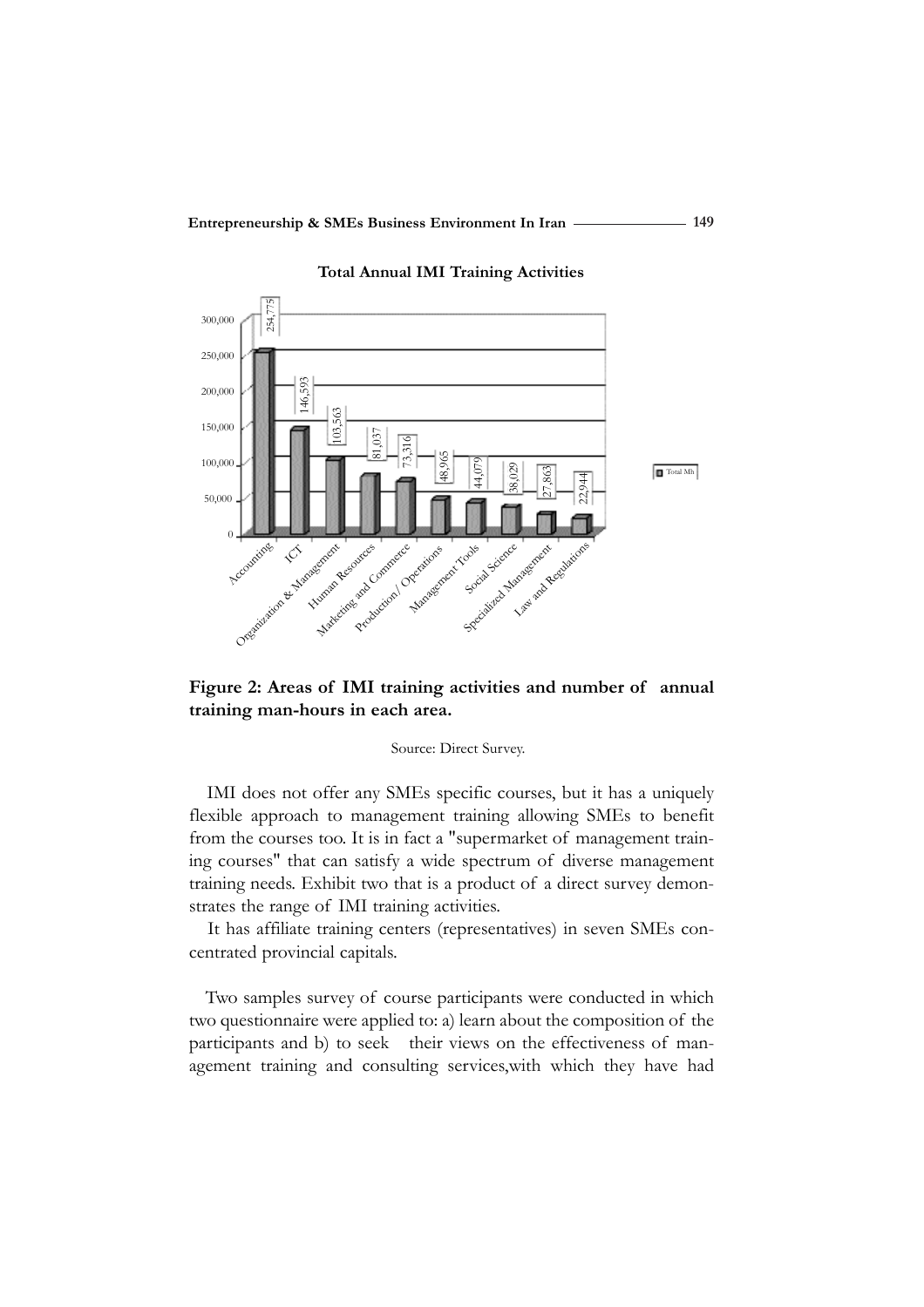**Total Annual IMI Training Activities**

| Area | Total Mh |
|---|---|
| Accounting | 254,775 |
| ICT | 146,593 |
| Organization & Management | 103,563 |
| Human Resources | 81,037 |
| Marketing and Commerce | 73,316 |
| Production/ Operations | 48,965 |
| Management Tools | 44,079 |
| Social Science | 38,029 |
| Specialized Management | 27,863 |
| Law and Regulations | 22,944 |

**Figure 2: Areas of IMI training activities and number of annual training man-hours in each area.**

Source: Direct Survey.

IMI does not offer any SMEs specific courses, but it has a uniquely flexible approach to management training allowing SMEs to benefit from the courses too. It is in fact a "supermarket of management training courses" that can satisfy a wide spectrum of diverse management training needs. Exhibit two that is a product of a direct survey demonstrates the range of IMI training activities.

It has affiliate training centers (representatives) in seven SMEs concentrated provincial capitals.

Two samples survey of course participants were conducted in which two questionnaire were applied to: a) learn about the composition of the participants and b) to seek their views on the effectiveness of management training and consulting services,with which they have had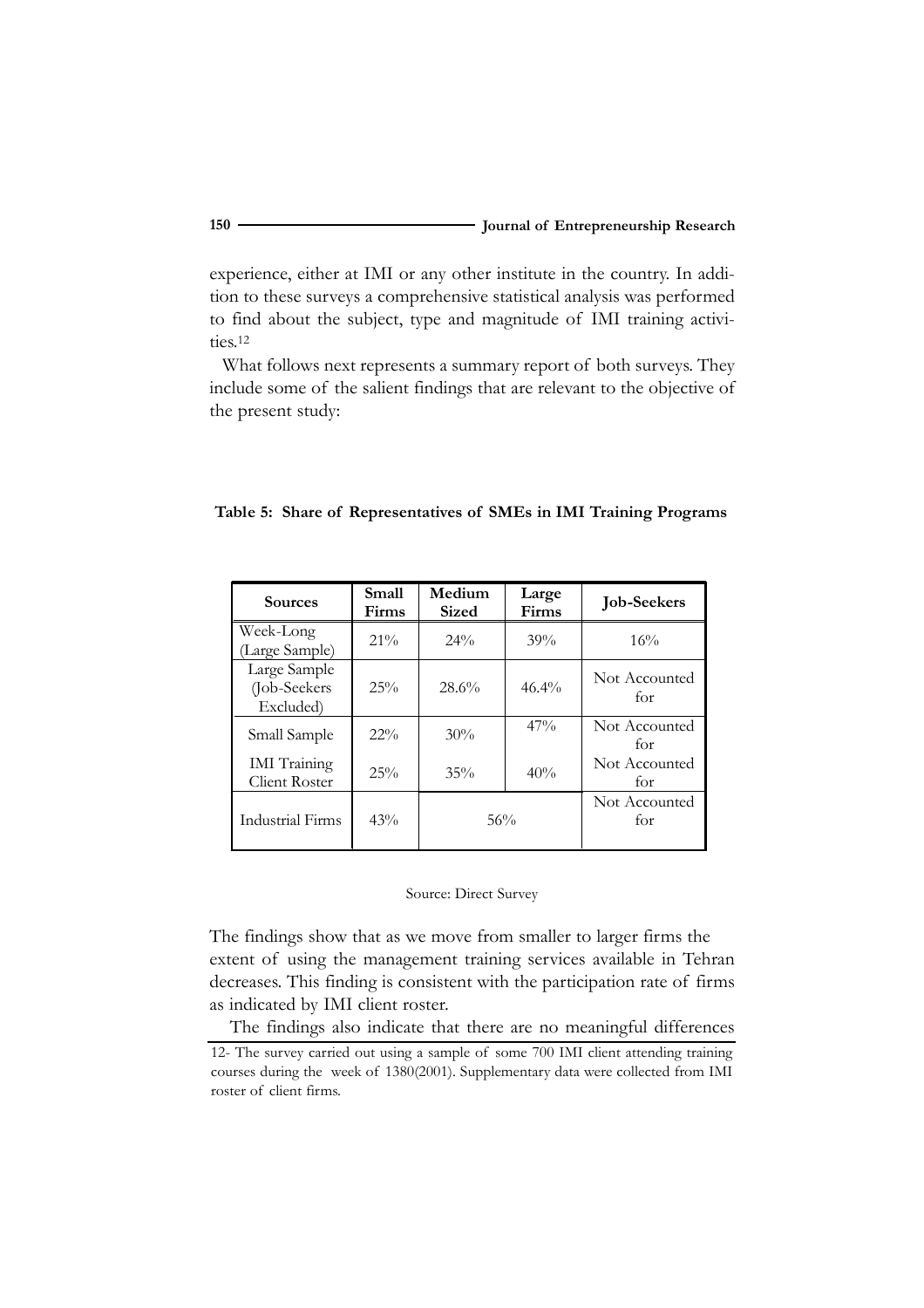experience, either at IMI or any other institute in the country. In addition to these surveys a comprehensive statistical analysis was performed to find about the subject, type and magnitude of IMI training activities.[12]

What follows next represents a summary report of both surveys. They include some of the salient findings that are relevant to the objective of the present study:

**Table 5: Share of Representatives of SMEs in IMI Training Programs**

| Sources | Small Firms | Medium Sized | Large Firms | Job-Seekers |
|---|---|---|---|---|
| Week-Long (Large Sample) | 21% | 24% | 39% | 16% |
| Large Sample (Job-Seekers Excluded) | 25% | 28.6% | 46.4% | Not Accounted for |
| Small Sample | 22% | 30% | 47% | Not Accounted for |
| IMI Training Client Roster | 25% | 35% | 40% | Not Accounted for |
| Industrial Firms | 43% | 56% | | Not Accounted for |

Source: Direct Survey

The findings show that as we move from smaller to larger firms the extent of using the management training services available in Tehran decreases. This finding is consistent with the participation rate of firms as indicated by IMI client roster.

The findings also indicate that there are no meaningful differences

12- The survey carried out using a sample of some 700 IMI client attending training courses during the week of 1380(2001). Supplementary data were collected from IMI roster of client firms.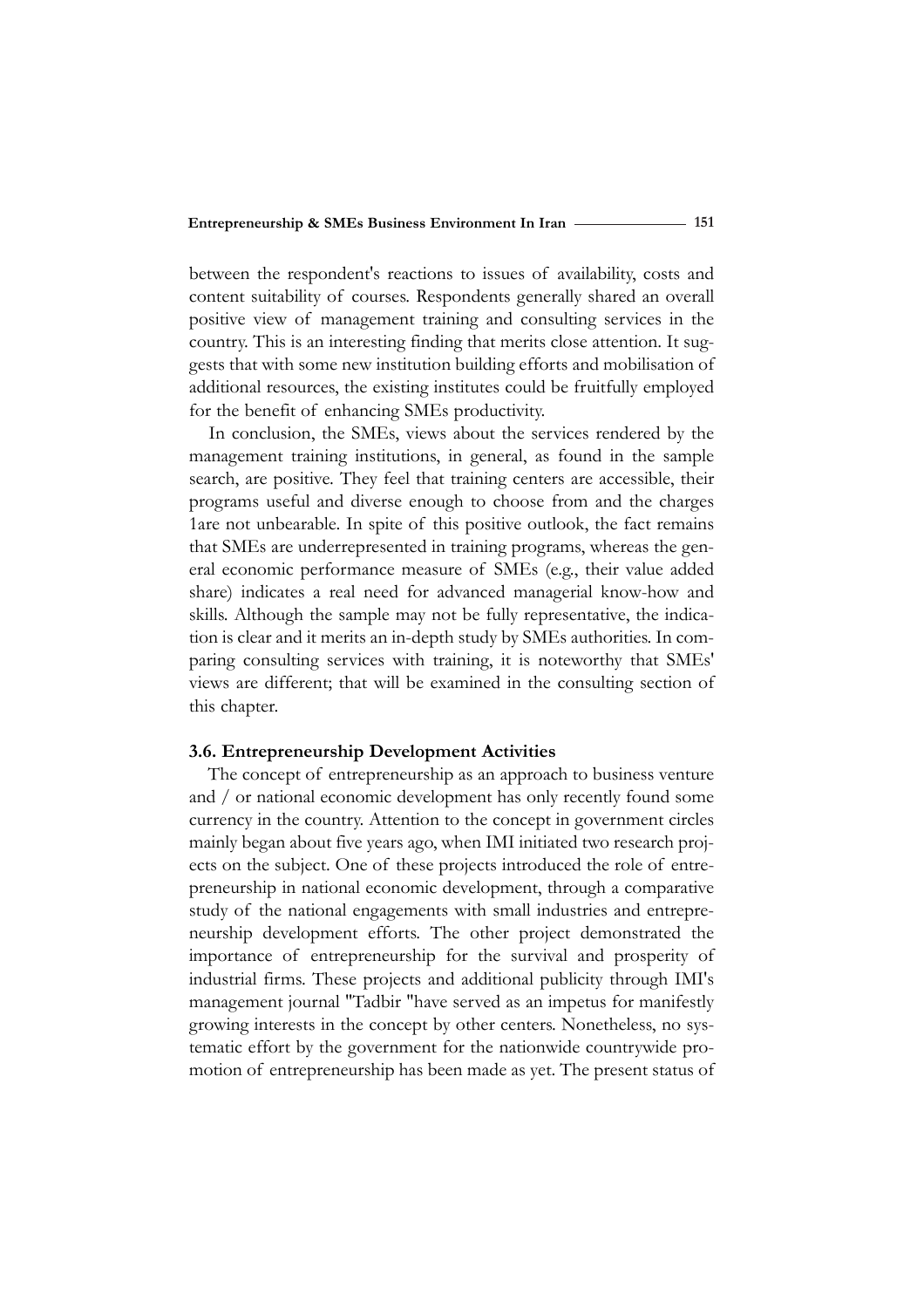between the respondent's reactions to issues of availability, costs and content suitability of courses. Respondents generally shared an overall positive view of management training and consulting services in the country. This is an interesting finding that merits close attention. It suggests that with some new institution building efforts and mobilisation of additional resources, the existing institutes could be fruitfully employed for the benefit of enhancing SMEs productivity.

In conclusion, the SMEs, views about the services rendered by the management training institutions, in general, as found in the sample search, are positive. They feel that training centers are accessible, their programs useful and diverse enough to choose from and the charges 1are not unbearable. In spite of this positive outlook, the fact remains that SMEs are underrepresented in training programs, whereas the general economic performance measure of SMEs (e.g., their value added share) indicates a real need for advanced managerial know-how and skills. Although the sample may not be fully representative, the indication is clear and it merits an in-depth study by SMEs authorities. In comparing consulting services with training, it is noteworthy that SMEs' views are different; that will be examined in the consulting section of this chapter.

### 3.6. Entrepreneurship Development Activities

The concept of entrepreneurship as an approach to business venture and / or national economic development has only recently found some currency in the country. Attention to the concept in government circles mainly began about five years ago, when IMI initiated two research projects on the subject. One of these projects introduced the role of entrepreneurship in national economic development, through a comparative study of the national engagements with small industries and entrepreneurship development efforts. The other project demonstrated the importance of entrepreneurship for the survival and prosperity of industrial firms. These projects and additional publicity through IMI's management journal "Tadbir "have served as an impetus for manifestly growing interests in the concept by other centers. Nonetheless, no systematic effort by the government for the nationwide countrywide promotion of entrepreneurship has been made as yet. The present status of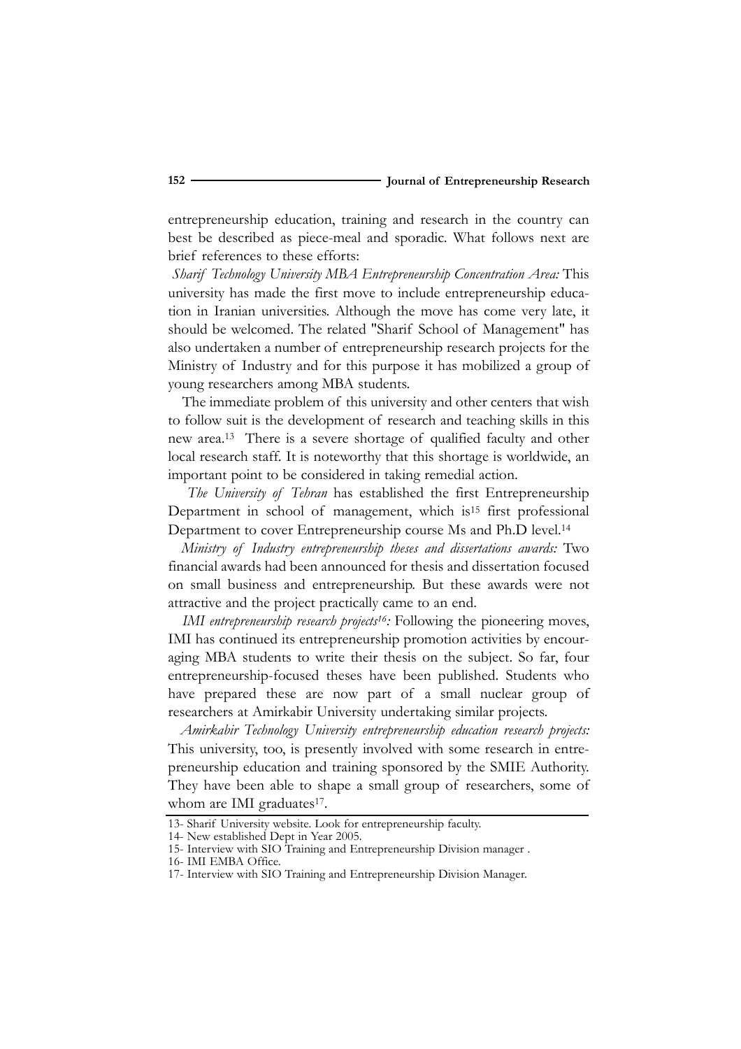entrepreneurship education, training and research in the country can best be described as piece-meal and sporadic. What follows next are brief references to these efforts:

*Sharif Technology University MBA Entrepreneurship Concentration Area:* This university has made the first move to include entrepreneurship education in Iranian universities. Although the move has come very late, it should be welcomed. The related "Sharif School of Management" has also undertaken a number of entrepreneurship research projects for the Ministry of Industry and for this purpose it has mobilized a group of young researchers among MBA students.

The immediate problem of this university and other centers that wish to follow suit is the development of research and teaching skills in this new area.[13] There is a severe shortage of qualified faculty and other local research staff. It is noteworthy that this shortage is worldwide, an important point to be considered in taking remedial action.

*The University of Tehran* has established the first Entrepreneurship Department in school of management, which is[15] first professional Department to cover Entrepreneurship course Ms and Ph.D level.[14]

*Ministry of Industry entrepreneurship theses and dissertations awards:* Two financial awards had been announced for thesis and dissertation focused on small business and entrepreneurship. But these awards were not attractive and the project practically came to an end.

*IMI entrepreneurship research projects[16]:* Following the pioneering moves, IMI has continued its entrepreneurship promotion activities by encouraging MBA students to write their thesis on the subject. So far, four entrepreneurship-focused theses have been published. Students who have prepared these are now part of a small nuclear group of researchers at Amirkabir University undertaking similar projects.

*Amirkabir Technology University entrepreneurship education research projects:* This university, too, is presently involved with some research in entrepreneurship education and training sponsored by the SMIE Authority. They have been able to shape a small group of researchers, some of whom are IMI graduates[17].

13- Sharif University website. Look for entrepreneurship faculty.

14- New established Dept in Year 2005.

15- Interview with SIO Training and Entrepreneurship Division manager .

16- IMI EMBA Office.

17- Interview with SIO Training and Entrepreneurship Division Manager.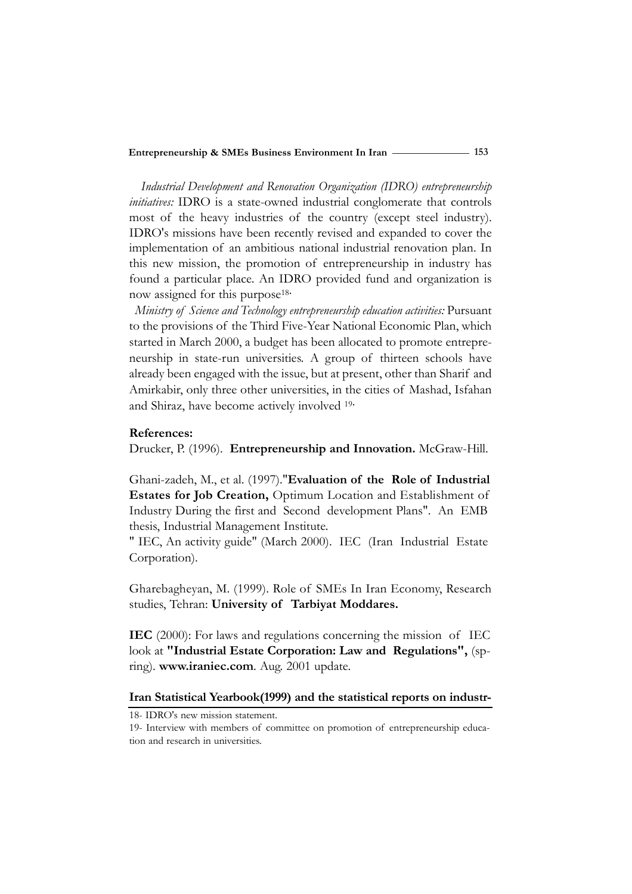*Industrial Development and Renovation Organization (IDRO) entrepreneurship initiatives:* IDRO is a state-owned industrial conglomerate that controls most of the heavy industries of the country (except steel industry). IDRO's missions have been recently revised and expanded to cover the implementation of an ambitious national industrial renovation plan. In this new mission, the promotion of entrepreneurship in industry has found a particular place. An IDRO provided fund and organization is now assigned for this purpose[18].

*Ministry of Science and Technology entrepreneurship education activities:* Pursuant to the provisions of the Third Five-Year National Economic Plan, which started in March 2000, a budget has been allocated to promote entrepreneurship in state-run universities. A group of thirteen schools have already been engaged with the issue, but at present, other than Sharif and Amirkabir, only three other universities, in the cities of Mashad, Isfahan and Shiraz, have become actively involved [19].

**References:**

Drucker, P. (1996). **Entrepreneurship and Innovation.** McGraw-Hill.

Ghani-zadeh, M., et al. (1997)."**Evaluation of the Role of Industrial Estates for Job Creation,** Optimum Location and Establishment of Industry During the first and Second development Plans". An EMB thesis, Industrial Management Institute.

" IEC, An activity guide" (March 2000). IEC (Iran Industrial Estate Corporation).

Gharebagheyan, M. (1999). Role of SMEs In Iran Economy, Research studies, Tehran: **University of Tarbiyat Moddares.**

**IEC** (2000): For laws and regulations concerning the mission of IEC look at **"Industrial Estate Corporation: Law and Regulations",** (spring). **www.iraniec.com**. Aug. 2001 update.

**Iran Statistical Yearbook(1999) and the statistical reports on industr-**

---

18- IDRO's new mission statement.

19- Interview with members of committee on promotion of entrepreneurship education and research in universities.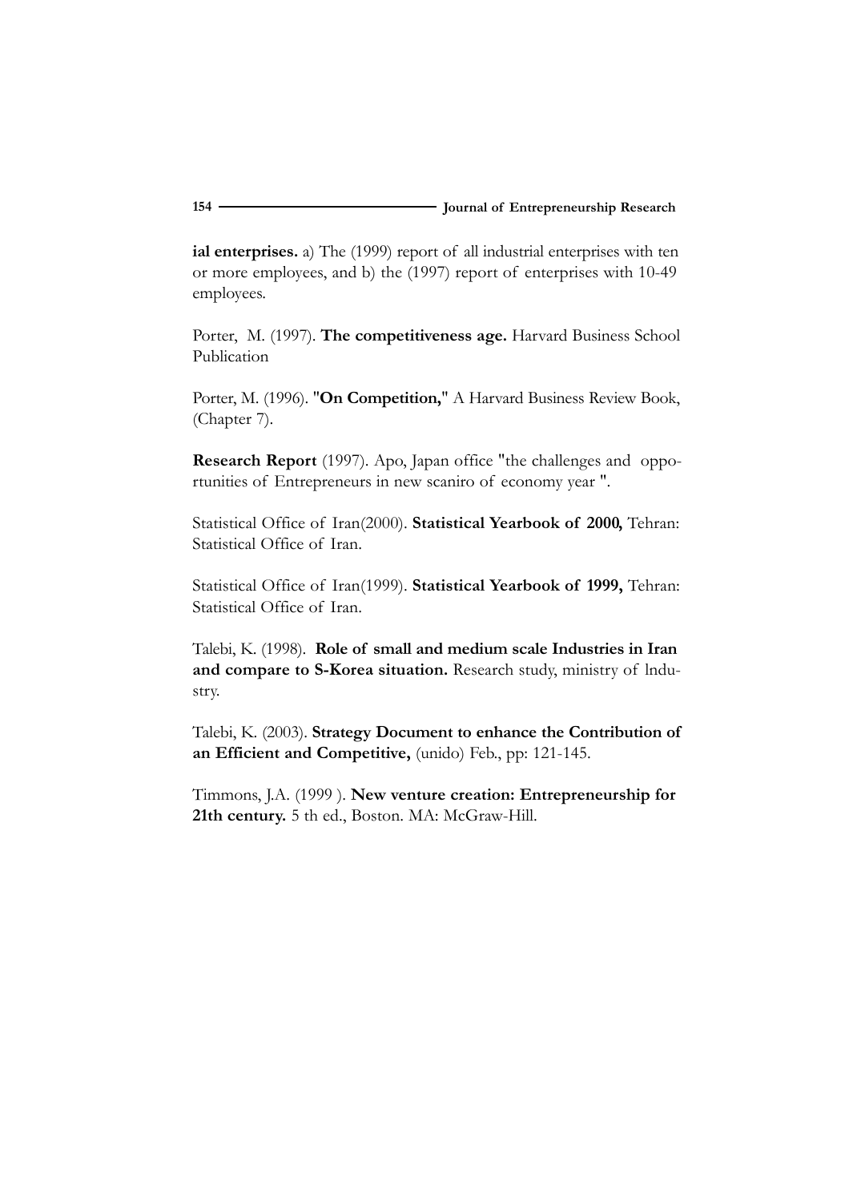**ial enterprises.** a) The (1999) report of all industrial enterprises with ten or more employees, and b) the (1997) report of enterprises with 10-49 employees.

Porter, M. (1997). **The competitiveness age.** Harvard Business School Publication

Porter, M. (1996). "**On Competition,**" A Harvard Business Review Book, (Chapter 7).

**Research Report** (1997). Apo, Japan office "the challenges and opportunities of Entrepreneurs in new scaniro of economy year ".

Statistical Office of Iran(2000). **Statistical Yearbook of 2000,** Tehran: Statistical Office of Iran.

Statistical Office of Iran(1999). **Statistical Yearbook of 1999,** Tehran: Statistical Office of Iran.

Talebi, K. (1998). **Role of small and medium scale Industries in Iran and compare to S-Korea situation.** Research study, ministry of lndustry.

Talebi, K. (2003). **Strategy Document to enhance the Contribution of an Efficient and Competitive,** (unido) Feb., pp: 121-145.

Timmons, J.A. (1999 ). **New venture creation: Entrepreneurship for 21th century.** 5 th ed., Boston. MA: McGraw-Hill.